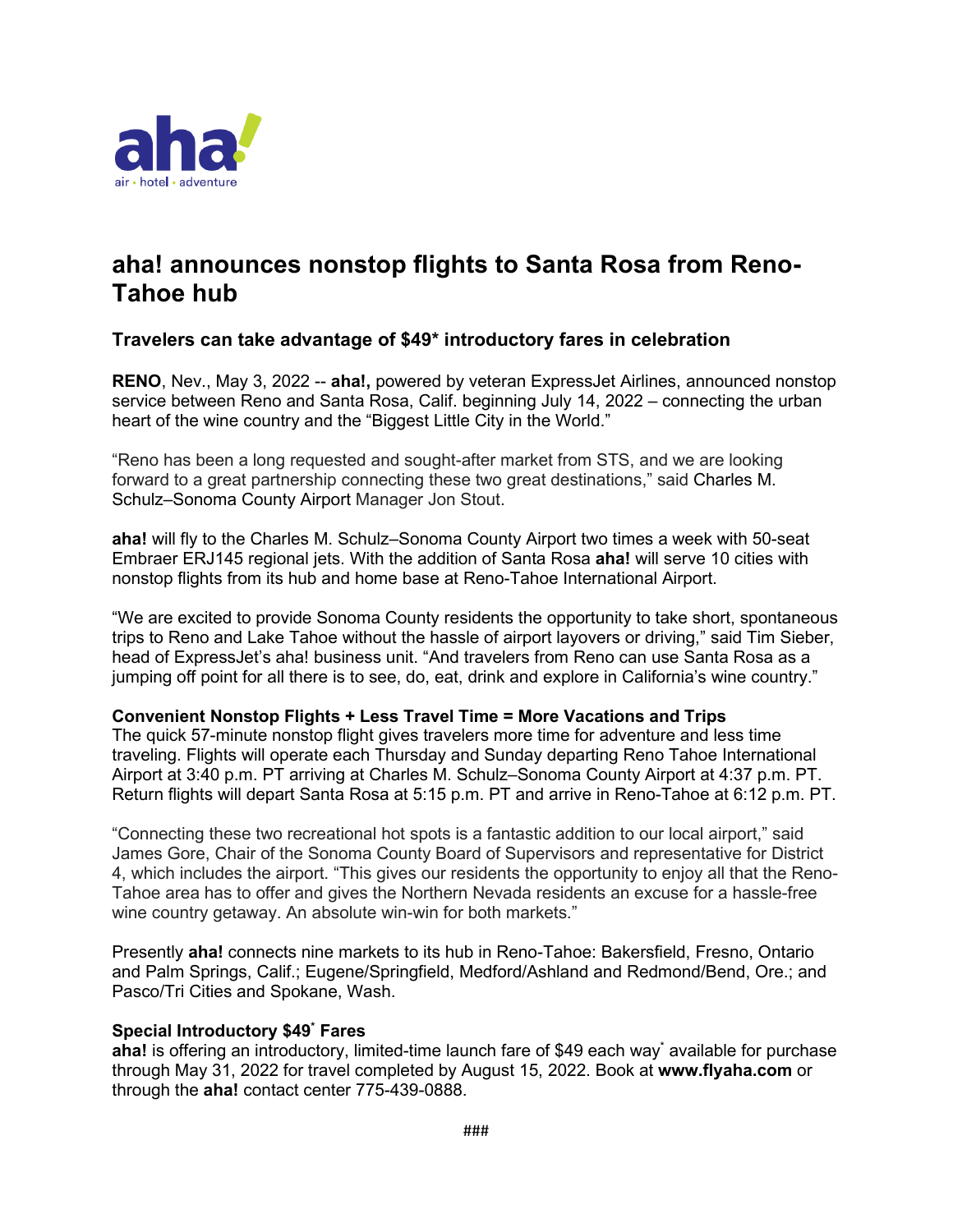aha!
air • hotel • adventure

# aha! announces nonstop flights to Santa Rosa from Reno-Tahoe hub

### Travelers can take advantage of $49* introductory fares in celebration

**RENO**, Nev., May 3, 2022 -- **aha!,** powered by veteran ExpressJet Airlines, announced nonstop service between Reno and Santa Rosa, Calif. beginning July 14, 2022 – connecting the urban heart of the wine country and the "Biggest Little City in the World."

"Reno has been a long requested and sought-after market from STS, and we are looking forward to a great partnership connecting these two great destinations," said Charles M. Schulz–Sonoma County Airport Manager Jon Stout.

**aha!** will fly to the Charles M. Schulz–Sonoma County Airport two times a week with 50-seat Embraer ERJ145 regional jets. With the addition of Santa Rosa **aha!** will serve 10 cities with nonstop flights from its hub and home base at Reno-Tahoe International Airport.

"We are excited to provide Sonoma County residents the opportunity to take short, spontaneous trips to Reno and Lake Tahoe without the hassle of airport layovers or driving," said Tim Sieber, head of ExpressJet's aha! business unit. "And travelers from Reno can use Santa Rosa as a jumping off point for all there is to see, do, eat, drink and explore in California's wine country."

**Convenient Nonstop Flights + Less Travel Time = More Vacations and Trips**
The quick 57-minute nonstop flight gives travelers more time for adventure and less time traveling. Flights will operate each Thursday and Sunday departing Reno Tahoe International Airport at 3:40 p.m. PT arriving at Charles M. Schulz–Sonoma County Airport at 4:37 p.m. PT. Return flights will depart Santa Rosa at 5:15 p.m. PT and arrive in Reno-Tahoe at 6:12 p.m. PT.

"Connecting these two recreational hot spots is a fantastic addition to our local airport," said James Gore, Chair of the Sonoma County Board of Supervisors and representative for District 4, which includes the airport. "This gives our residents the opportunity to enjoy all that the Reno-Tahoe area has to offer and gives the Northern Nevada residents an excuse for a hassle-free wine country getaway. An absolute win-win for both markets."

Presently **aha!** connects nine markets to its hub in Reno-Tahoe: Bakersfield, Fresno, Ontario and Palm Springs, Calif.; Eugene/Springfield, Medford/Ashland and Redmond/Bend, Ore.; and Pasco/Tri Cities and Spokane, Wash.

**Special Introductory $49* Fares**
**aha!** is offering an introductory, limited-time launch fare of $49 each way* available for purchase through May 31, 2022 for travel completed by August 15, 2022. Book at **www.flyaha.com** or through the **aha!** contact center 775-439-0888.

###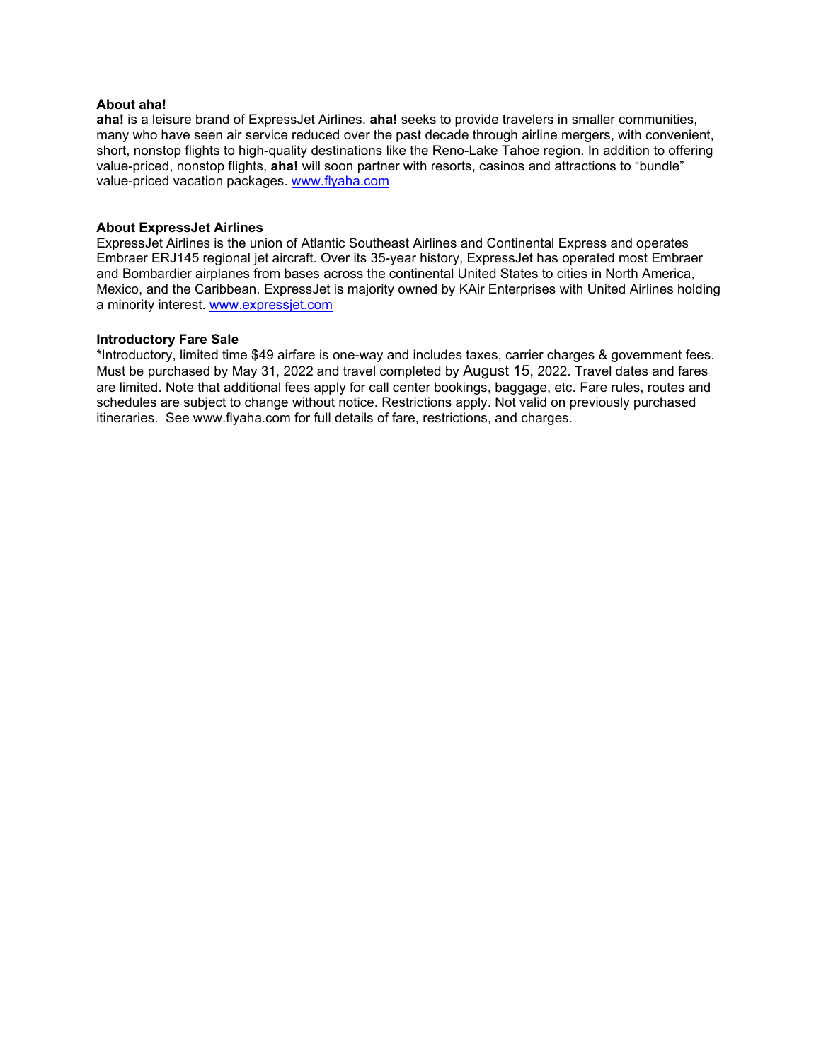**About aha!**

**aha!** is a leisure brand of ExpressJet Airlines. **aha!** seeks to provide travelers in smaller communities, many who have seen air service reduced over the past decade through airline mergers, with convenient, short, nonstop flights to high-quality destinations like the Reno-Lake Tahoe region. In addition to offering value-priced, nonstop flights, **aha!** will soon partner with resorts, casinos and attractions to "bundle" value-priced vacation packages. www.flyaha.com

**About ExpressJet Airlines**

ExpressJet Airlines is the union of Atlantic Southeast Airlines and Continental Express and operates Embraer ERJ145 regional jet aircraft. Over its 35-year history, ExpressJet has operated most Embraer and Bombardier airplanes from bases across the continental United States to cities in North America, Mexico, and the Caribbean. ExpressJet is majority owned by KAir Enterprises with United Airlines holding a minority interest. www.expressjet.com

**Introductory Fare Sale**

*Introductory, limited time $49 airfare is one-way and includes taxes, carrier charges & government fees. Must be purchased by May 31, 2022 and travel completed by August 15, 2022. Travel dates and fares are limited. Note that additional fees apply for call center bookings, baggage, etc. Fare rules, routes and schedules are subject to change without notice. Restrictions apply. Not valid on previously purchased itineraries. See www.flyaha.com for full details of fare, restrictions, and charges.